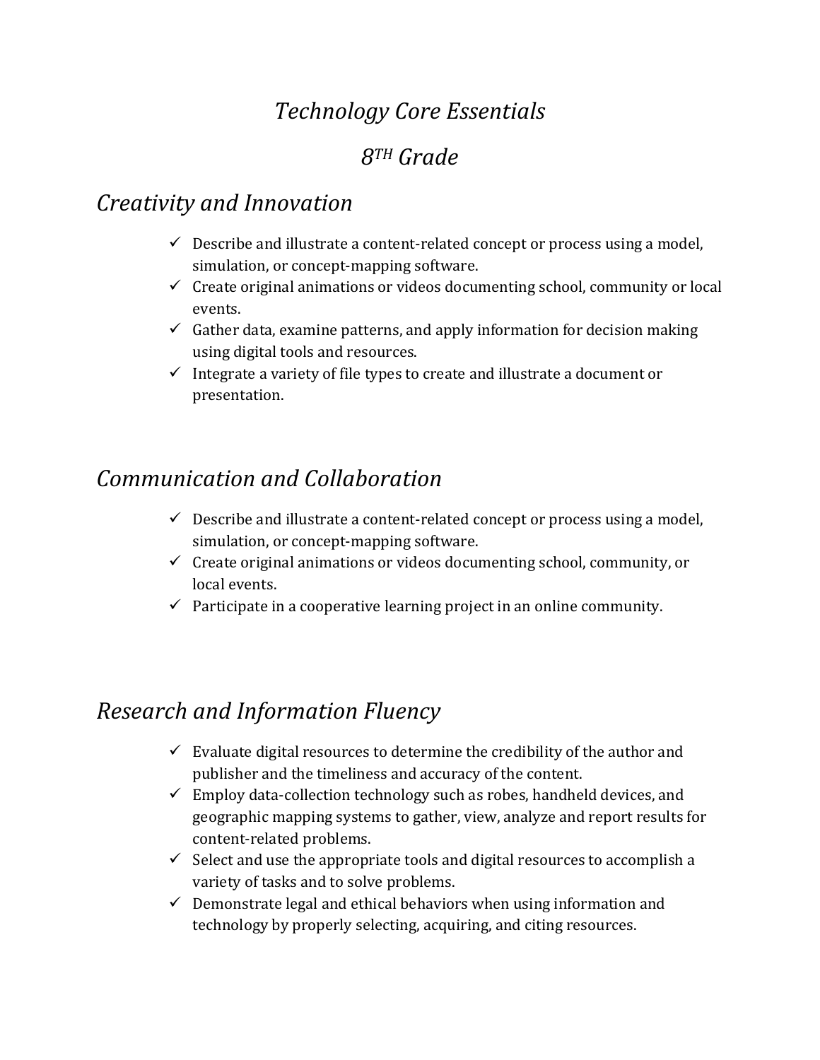# *Technology Core Essentials*

# *8$^{TH}$ Grade*

## *Creativity and Innovation*

- ✓ Describe and illustrate a content-related concept or process using a model, simulation, or concept-mapping software.
- ✓ Create original animations or videos documenting school, community or local events.
- ✓ Gather data, examine patterns, and apply information for decision making using digital tools and resources.
- ✓ Integrate a variety of file types to create and illustrate a document or presentation.

## *Communication and Collaboration*

- ✓ Describe and illustrate a content-related concept or process using a model, simulation, or concept-mapping software.
- ✓ Create original animations or videos documenting school, community, or local events.
- ✓ Participate in a cooperative learning project in an online community.

## *Research and Information Fluency*

- ✓ Evaluate digital resources to determine the credibility of the author and publisher and the timeliness and accuracy of the content.
- ✓ Employ data-collection technology such as robes, handheld devices, and geographic mapping systems to gather, view, analyze and report results for content-related problems.
- ✓ Select and use the appropriate tools and digital resources to accomplish a variety of tasks and to solve problems.
- ✓ Demonstrate legal and ethical behaviors when using information and technology by properly selecting, acquiring, and citing resources.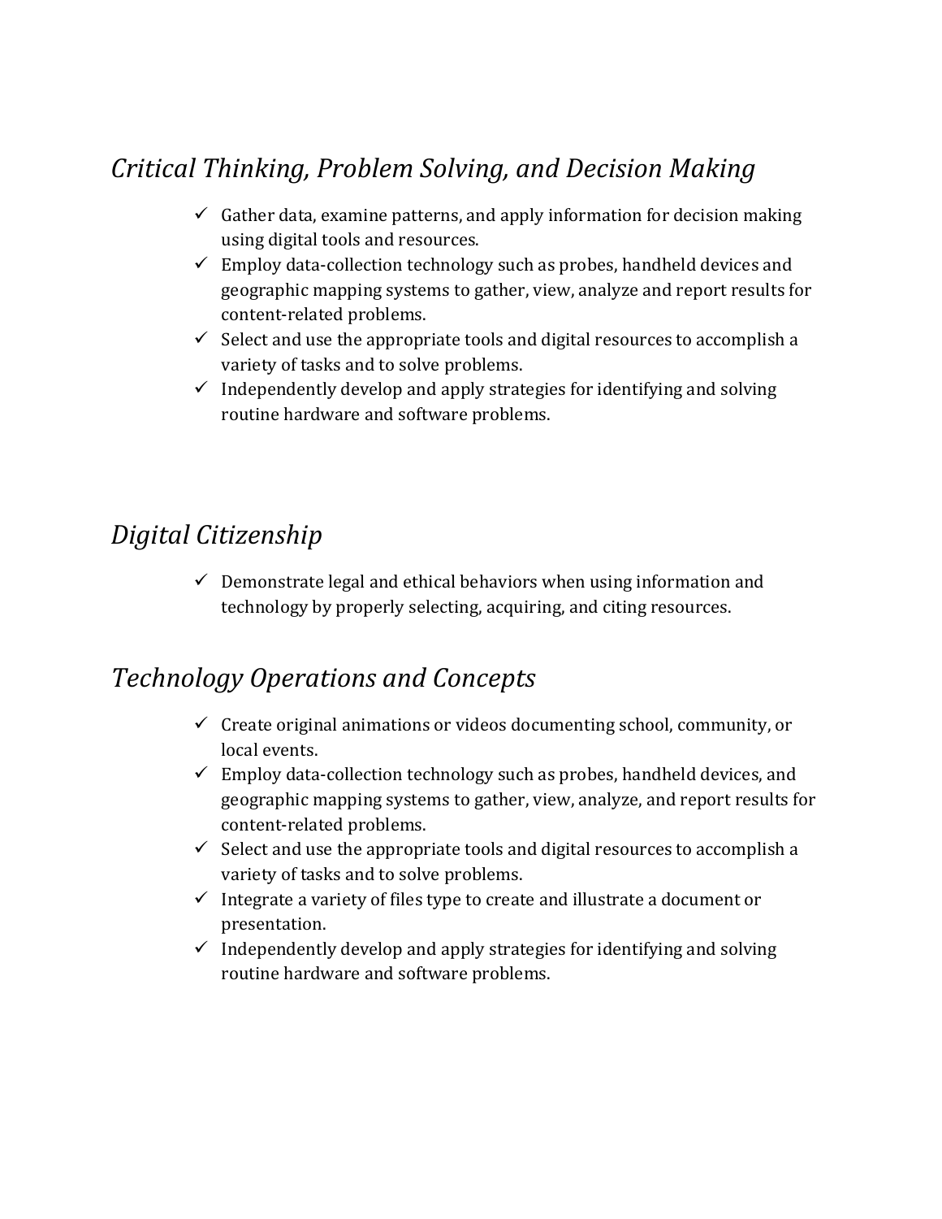## *Critical Thinking, Problem Solving, and Decision Making*

- ✓ Gather data, examine patterns, and apply information for decision making using digital tools and resources.
- ✓ Employ data-collection technology such as probes, handheld devices and geographic mapping systems to gather, view, analyze and report results for content-related problems.
- ✓ Select and use the appropriate tools and digital resources to accomplish a variety of tasks and to solve problems.
- ✓ Independently develop and apply strategies for identifying and solving routine hardware and software problems.

## *Digital Citizenship*

- ✓ Demonstrate legal and ethical behaviors when using information and technology by properly selecting, acquiring, and citing resources.

## *Technology Operations and Concepts*

- ✓ Create original animations or videos documenting school, community, or local events.
- ✓ Employ data-collection technology such as probes, handheld devices, and geographic mapping systems to gather, view, analyze, and report results for content-related problems.
- ✓ Select and use the appropriate tools and digital resources to accomplish a variety of tasks and to solve problems.
- ✓ Integrate a variety of files type to create and illustrate a document or presentation.
- ✓ Independently develop and apply strategies for identifying and solving routine hardware and software problems.